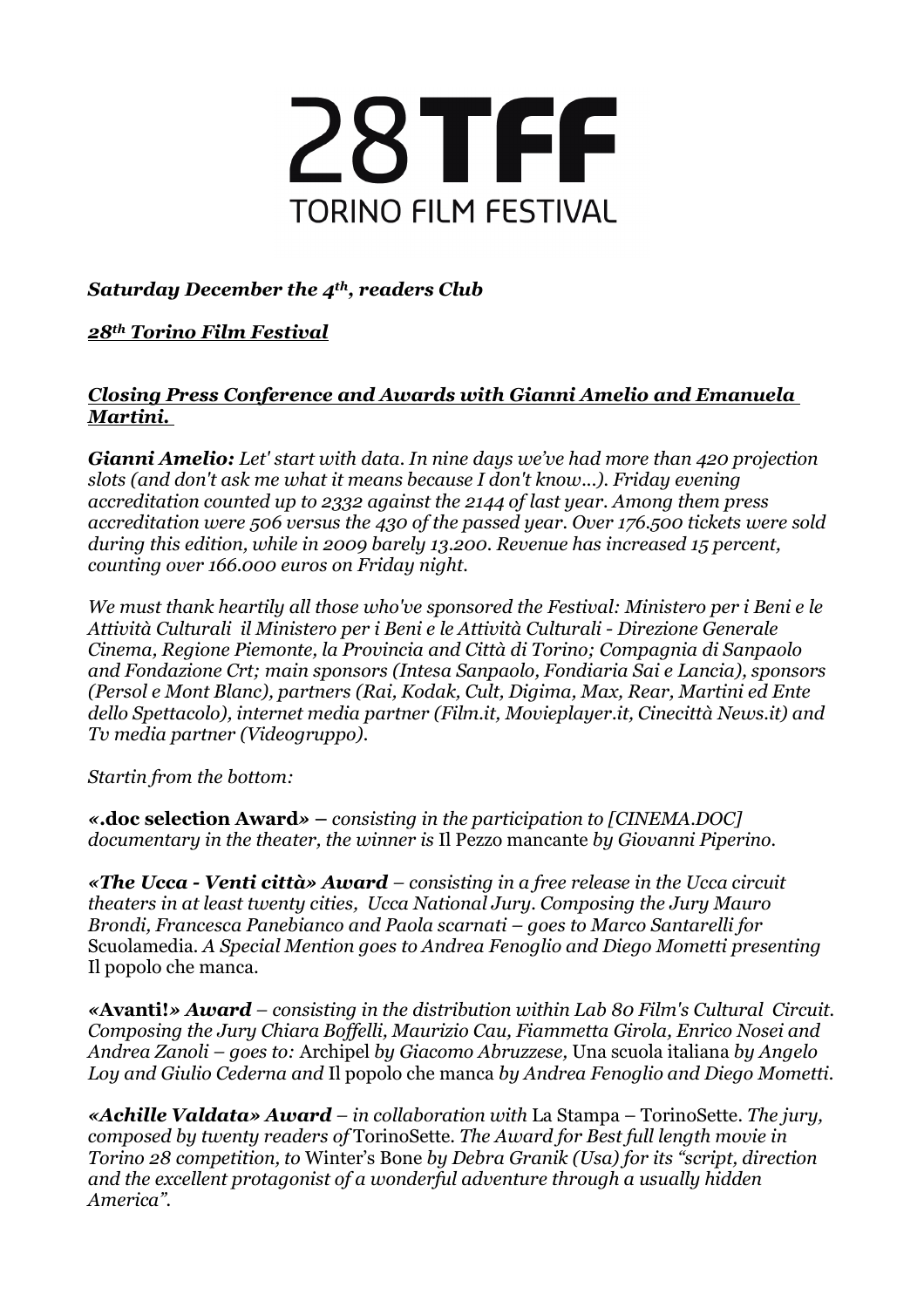# 28TFF TORINO FILM FESTIVAL

***Saturday December the 4th, readers Club***

***28th Torino Film Festival***

***Closing Press Conference and Awards with Gianni Amelio and Emanuela Martini.***

***Gianni Amelio:*** *Let' start with data. In nine days we've had more than 420 projection slots (and don't ask me what it means because I don't know...). Friday evening accreditation counted up to 2332 against the 2144 of last year. Among them press accreditation were 506 versus the 430 of the passed year. Over 176.500 tickets were sold during this edition, while in 2009 barely 13.200. Revenue has increased 15 percent, counting over 166.000 euros on Friday night.*

*We must thank heartily all those who've sponsored the Festival: Ministero per i Beni e le Attività Culturali il Ministero per i Beni e le Attività Culturali - Direzione Generale Cinema, Regione Piemonte, la Provincia and Città di Torino; Compagnia di Sanpaolo and Fondazione Crt; main sponsors (Intesa Sanpaolo, Fondiaria Sai e Lancia), sponsors (Persol e Mont Blanc), partners (Rai, Kodak, Cult, Digima, Max, Rear, Martini ed Ente dello Spettacolo), internet media partner (Film.it, Movieplayer.it, Cinecittà News.it) and Tv media partner (Videogruppo).*

*Startin from the bottom:*

**«.doc selection Award»** – *consisting in the participation to [CINEMA.DOC] documentary in the theater, the winner is* Il Pezzo mancante *by Giovanni Piperino.*

***«The Ucca - Venti città» Award*** – *consisting in a free release in the Ucca circuit theaters in at least twenty cities, Ucca National Jury. Composing the Jury Mauro Brondi, Francesca Panebianco and Paola scarnati – goes to Marco Santarelli for* Scuolamedia. *A Special Mention goes to Andrea Fenoglio and Diego Mometti presenting* Il popolo che manca.

**«Avanti!»** ***Award*** – *consisting in the distribution within Lab 80 Film's Cultural Circuit. Composing the Jury Chiara Boffelli, Maurizio Cau, Fiammetta Girola, Enrico Nosei and Andrea Zanoli – goes to:* Archipel *by Giacomo Abruzzese,* Una scuola italiana *by Angelo Loy and Giulio Cederna and* Il popolo che manca *by Andrea Fenoglio and Diego Mometti.*

***«Achille Valdata» Award*** – *in collaboration with* La Stampa – TorinoSette. *The jury, composed by twenty readers of* TorinoSette. *The Award for Best full length movie in Torino 28 competition, to* Winter's Bone *by Debra Granik (Usa) for its "script, direction and the excellent protagonist of a wonderful adventure through a usually hidden America".*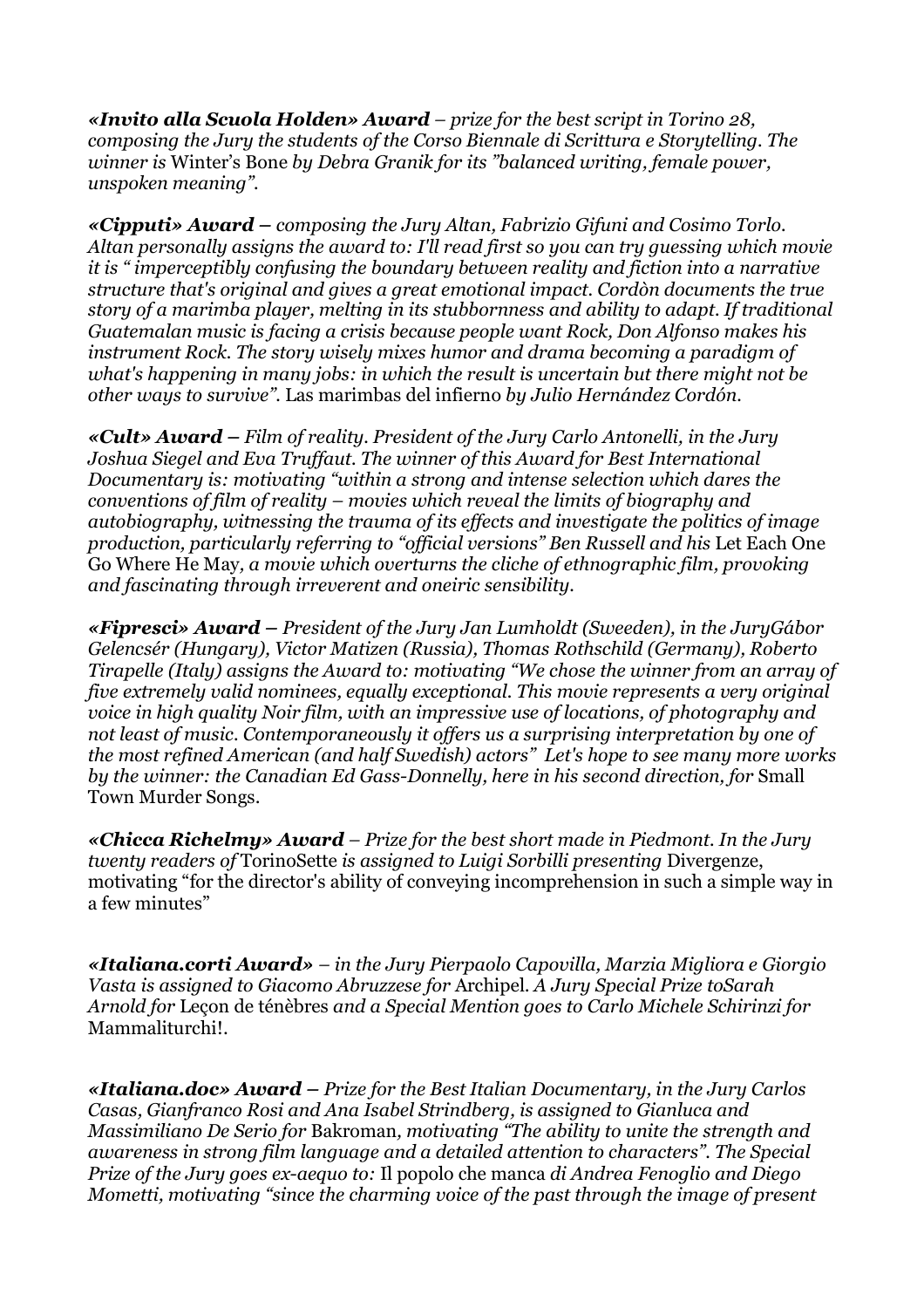***«Invito alla Scuola Holden» Award*** *– prize for the best script in Torino 28, composing the Jury the students of the Corso Biennale di Scrittura e Storytelling. The winner is* Winter's Bone *by Debra Granik for its "balanced writing, female power, unspoken meaning".*

***«Cipputi» Award –*** *composing the Jury Altan, Fabrizio Gifuni and Cosimo Torlo. Altan personally assigns the award to: I'll read first so you can try guessing which movie it is " imperceptibly confusing the boundary between reality and fiction into a narrative structure that's original and gives a great emotional impact. Cordòn documents the true story of a marimba player, melting in its stubbornness and ability to adapt. If traditional Guatemalan music is facing a crisis because people want Rock, Don Alfonso makes his instrument Rock. The story wisely mixes humor and drama becoming a paradigm of what's happening in many jobs: in which the result is uncertain but there might not be other ways to survive".* Las marimbas del infierno *by Julio Hernández Cordón.*

***«Cult» Award –*** *Film of reality. President of the Jury Carlo Antonelli, in the Jury Joshua Siegel and Eva Truffaut. The winner of this Award for Best International Documentary is: motivating "within a strong and intense selection which dares the conventions of film of reality – movies which reveal the limits of biography and autobiography, witnessing the trauma of its effects and investigate the politics of image production, particularly referring to "official versions" Ben Russell and his* Let Each One Go Where He May*, a movie which overturns the cliche of ethnographic film, provoking and fascinating through irreverent and oneiric sensibility.*

***«Fipresci» Award –*** *President of the Jury Jan Lumholdt (Sweeden), in the JuryGábor Gelencsér (Hungary), Victor Matizen (Russia), Thomas Rothschild (Germany), Roberto Tirapelle (Italy) assigns the Award to: motivating "We chose the winner from an array of five extremely valid nominees, equally exceptional. This movie represents a very original voice in high quality Noir film, with an impressive use of locations, of photography and not least of music. Contemporaneously it offers us a surprising interpretation by one of the most refined American (and half Swedish) actors" Let's hope to see many more works by the winner: the Canadian Ed Gass-Donnelly, here in his second direction, for* Small Town Murder Songs.

***«Chicca Richelmy» Award*** *– Prize for the best short made in Piedmont. In the Jury twenty readers of* TorinoSette *is assigned to Luigi Sorbilli presenting* Divergenze, motivating "for the director's ability of conveying incomprehension in such a simple way in a few minutes"

***«Italiana.corti Award»*** *– in the Jury Pierpaolo Capovilla, Marzia Migliora e Giorgio Vasta is assigned to Giacomo Abruzzese for* Archipel. *A Jury Special Prize toSarah Arnold for* Leçon de ténèbres *and a Special Mention goes to Carlo Michele Schirinzi for* Mammaliturchi!.

***«Italiana.doc» Award –*** *Prize for the Best Italian Documentary, in the Jury Carlos Casas, Gianfranco Rosi and Ana Isabel Strindberg, is assigned to Gianluca and Massimiliano De Serio for* Bakroman*, motivating "The ability to unite the strength and awareness in strong film language and a detailed attention to characters". The Special Prize of the Jury goes ex-aequo to:* Il popolo che manca *di Andrea Fenoglio and Diego Mometti, motivating "since the charming voice of the past through the image of present*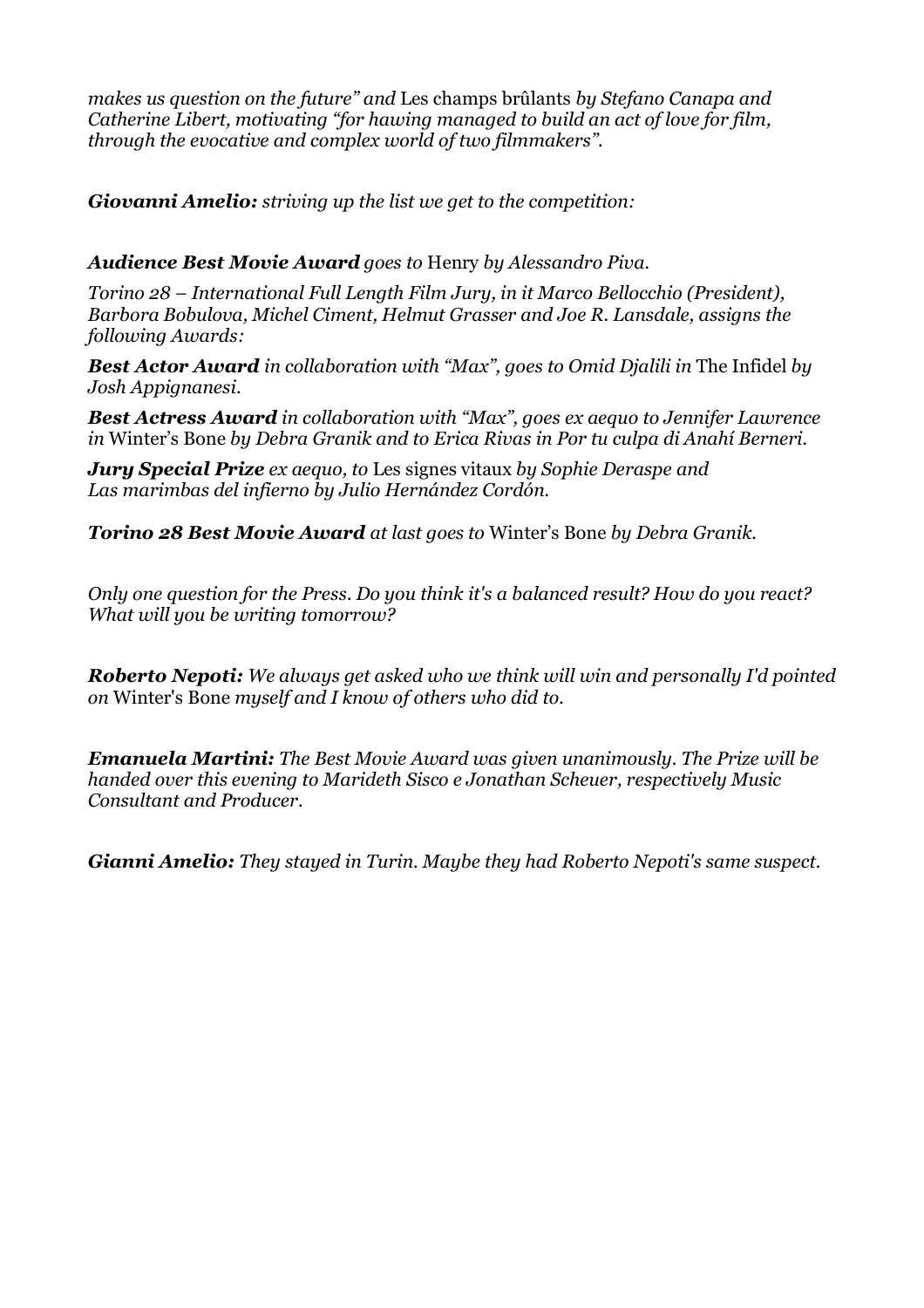*makes us question on the future" and* Les champs brûlants *by Stefano Canapa and Catherine Libert, motivating "for hawing managed to build an act of love for film, through the evocative and complex world of two filmmakers".*

***Giovanni Amelio:*** *striving up the list we get to the competition:*

***Audience Best Movie Award*** *goes to* Henry *by Alessandro Piva.*

*Torino 28 – International Full Length Film Jury, in it Marco Bellocchio (President), Barbora Bobulova, Michel Ciment, Helmut Grasser and Joe R. Lansdale, assigns the following Awards:*

***Best Actor Award*** *in collaboration with "Max", goes to Omid Djalili in* The Infidel *by Josh Appignanesi.*

***Best Actress Award*** *in collaboration with "Max", goes ex aequo to Jennifer Lawrence in* Winter's Bone *by Debra Granik and to Erica Rivas in Por tu culpa di Anahí Berneri.*

***Jury Special Prize*** *ex aequo, to* Les signes vitaux *by Sophie Deraspe and Las marimbas del infierno by Julio Hernández Cordón.*

***Torino 28 Best Movie Award*** *at last goes to* Winter's Bone *by Debra Granik.*

*Only one question for the Press. Do you think it's a balanced result? How do you react? What will you be writing tomorrow?*

***Roberto Nepoti:*** *We always get asked who we think will win and personally I'd pointed on* Winter's Bone *myself and I know of others who did to.*

***Emanuela Martini:*** *The Best Movie Award was given unanimously. The Prize will be handed over this evening to Marideth Sisco e Jonathan Scheuer, respectively Music Consultant and Producer.*

***Gianni Amelio:*** *They stayed in Turin. Maybe they had Roberto Nepoti's same suspect.*